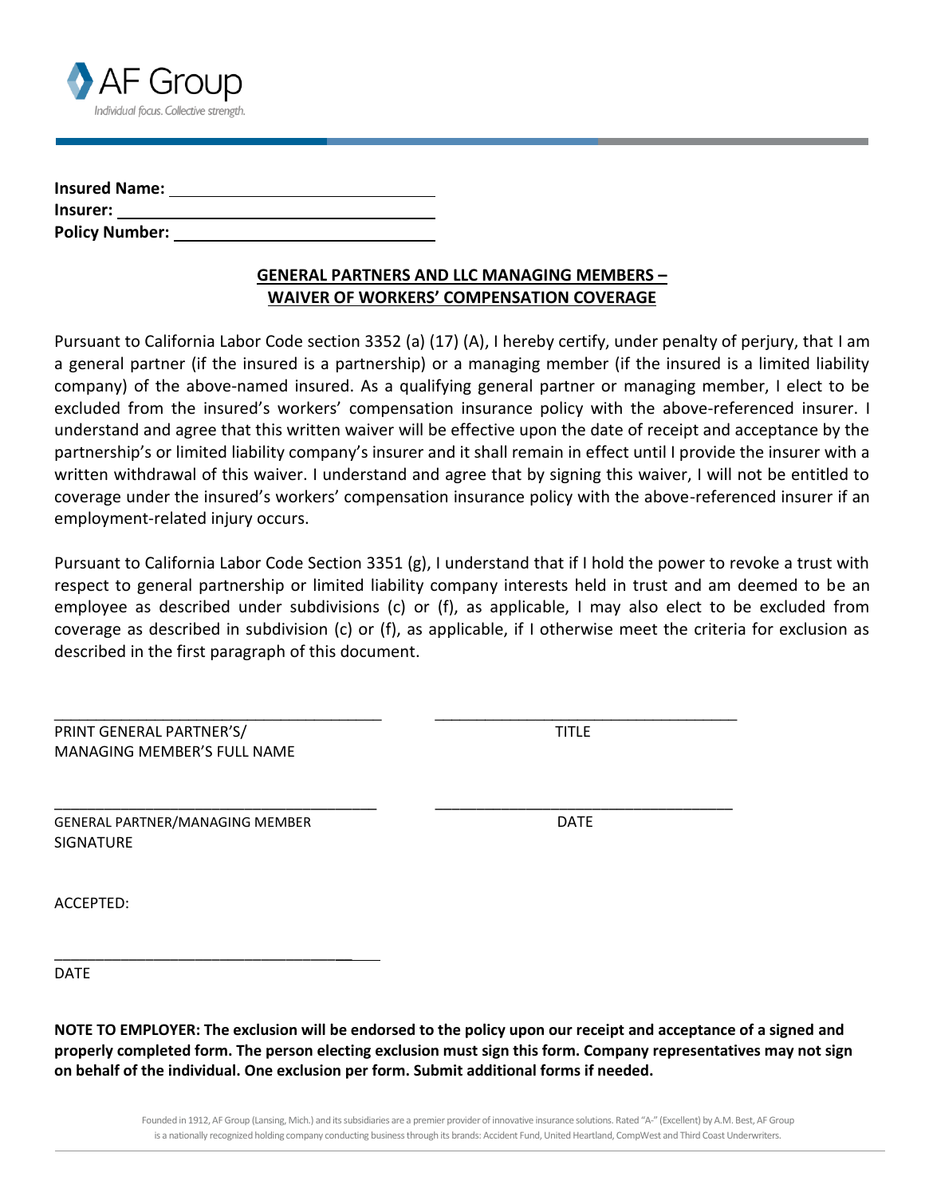AF Group

*Individual focus. Collective strength.*

**Insured Name:** ______________________________
**Insurer:** ______________________________
**Policy Number:** ______________________________

## GENERAL PARTNERS AND LLC MANAGING MEMBERS – WAIVER OF WORKERS' COMPENSATION COVERAGE

Pursuant to California Labor Code section 3352 (a) (17) (A), I hereby certify, under penalty of perjury, that I am a general partner (if the insured is a partnership) or a managing member (if the insured is a limited liability company) of the above-named insured. As a qualifying general partner or managing member, I elect to be excluded from the insured's workers' compensation insurance policy with the above-referenced insurer. I understand and agree that this written waiver will be effective upon the date of receipt and acceptance by the partnership's or limited liability company's insurer and it shall remain in effect until I provide the insurer with a written withdrawal of this waiver. I understand and agree that by signing this waiver, I will not be entitled to coverage under the insured's workers' compensation insurance policy with the above-referenced insurer if an employment-related injury occurs.

Pursuant to California Labor Code Section 3351 (g), I understand that if I hold the power to revoke a trust with respect to general partnership or limited liability company interests held in trust and am deemed to be an employee as described under subdivisions (c) or (f), as applicable, I may also elect to be excluded from coverage as described in subdivision (c) or (f), as applicable, if I otherwise meet the criteria for exclusion as described in the first paragraph of this document.

________________________________________ ________________________________________
PRINT GENERAL PARTNER'S/ MANAGING MEMBER'S FULL NAME TITLE

________________________________________ ________________________________________
GENERAL PARTNER/MANAGING MEMBER SIGNATURE DATE

ACCEPTED:

________________________________________
DATE

**NOTE TO EMPLOYER: The exclusion will be endorsed to the policy upon our receipt and acceptance of a signed and properly completed form. The person electing exclusion must sign this form. Company representatives may not sign on behalf of the individual. One exclusion per form. Submit additional forms if needed.**

Founded in 1912, AF Group (Lansing, Mich.) and its subsidiaries are a premier provider of innovative insurance solutions. Rated "A-" (Excellent) by A.M. Best, AF Group is a nationally recognized holding company conducting business through its brands: Accident Fund, United Heartland, CompWest and Third Coast Underwriters.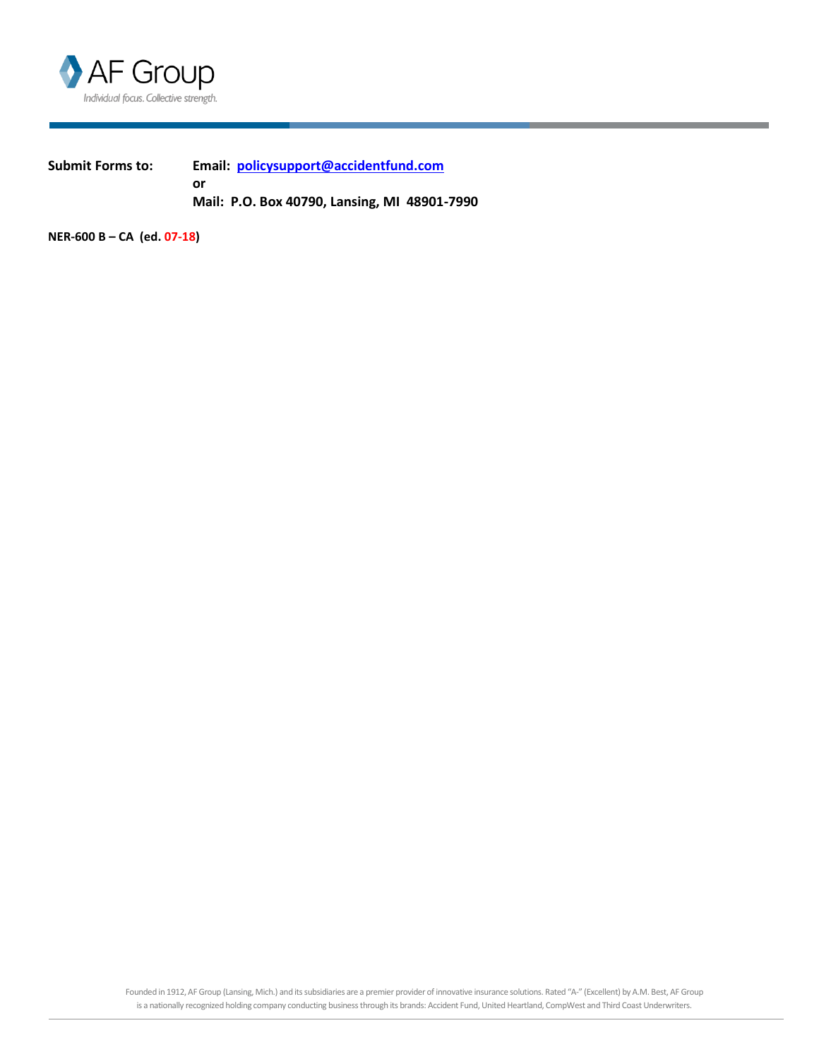AF Group

*Individual focus. Collective strength.*

**Submit Forms to:** **Email: [policysupport@accidentfund.com](mailto:policysupport@accidentfund.com)**
**or**
**Mail: P.O. Box 40790, Lansing, MI 48901-7990**

**NER-600 B – CA (ed. 07-18)**

Founded in 1912, AF Group (Lansing, Mich.) and its subsidiaries are a premier provider of innovative insurance solutions. Rated "A-" (Excellent) by A.M. Best, AF Group is a nationally recognized holding company conducting business through its brands: Accident Fund, United Heartland, CompWest and Third Coast Underwriters.